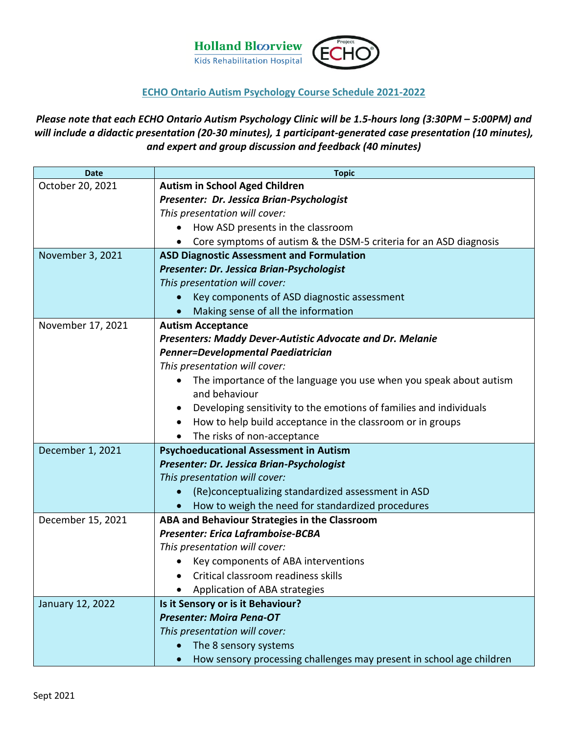## ECHO Ontario Autism Psychology Course Schedule 2021-2022

***Please note that each ECHO Ontario Autism Psychology Clinic will be 1.5-hours long (3:30PM – 5:00PM) and will include a didactic presentation (20-30 minutes), 1 participant-generated case presentation (10 minutes), and expert and group discussion and feedback (40 minutes)***

| Date | Topic |
|---|---|
| October 20, 2021 | **Autism in School Aged Children**<br>***Presenter: Dr. Jessica Brian-Psychologist***<br>*This presentation will cover:*<br>• How ASD presents in the classroom<br>• Core symptoms of autism & the DSM-5 criteria for an ASD diagnosis |
| November 3, 2021 | **ASD Diagnostic Assessment and Formulation**<br>***Presenter: Dr. Jessica Brian-Psychologist***<br>*This presentation will cover:*<br>• Key components of ASD diagnostic assessment<br>• Making sense of all the information |
| November 17, 2021 | **Autism Acceptance**<br>***Presenters: Maddy Dever-Autistic Advocate and Dr. Melanie Penner=Developmental Paediatrician***<br>*This presentation will cover:*<br>• The importance of the language you use when you speak about autism and behaviour<br>• Developing sensitivity to the emotions of families and individuals<br>• How to help build acceptance in the classroom or in groups<br>• The risks of non-acceptance |
| December 1, 2021 | **Psychoeducational Assessment in Autism**<br>***Presenter: Dr. Jessica Brian-Psychologist***<br>*This presentation will cover:*<br>• (Re)conceptualizing standardized assessment in ASD<br>• How to weigh the need for standardized procedures |
| December 15, 2021 | **ABA and Behaviour Strategies in the Classroom**<br>***Presenter: Erica Laframboise-BCBA***<br>*This presentation will cover:*<br>• Key components of ABA interventions<br>• Critical classroom readiness skills<br>• Application of ABA strategies |
| January 12, 2022 | **Is it Sensory or is it Behaviour?**<br>***Presenter: Moira Pena-OT***<br>*This presentation will cover:*<br>• The 8 sensory systems<br>• How sensory processing challenges may present in school age children |

Sept 2021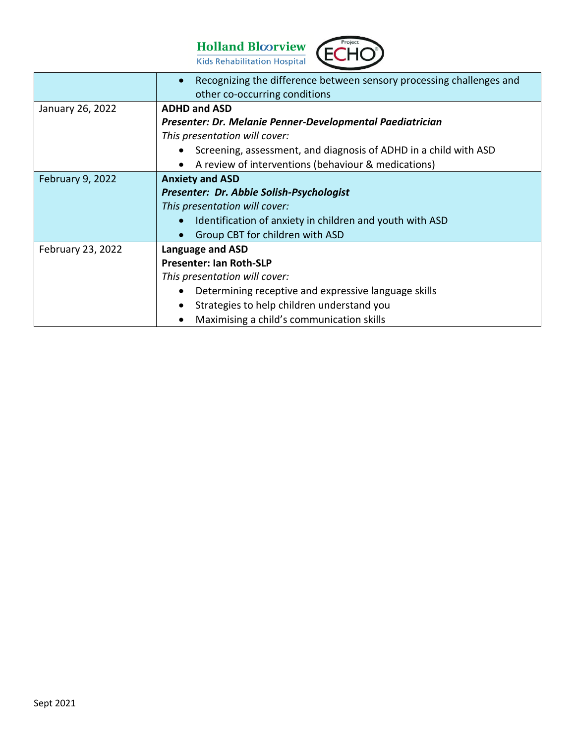| | |
|---|---|
| | • Recognizing the difference between sensory processing challenges and other co-occurring conditions |
| January 26, 2022 | **ADHD and ASD**<br>***Presenter: Dr. Melanie Penner-Developmental Paediatrician***<br>*This presentation will cover:*<br>• Screening, assessment, and diagnosis of ADHD in a child with ASD<br>• A review of interventions (behaviour & medications) |
| February 9, 2022 | **Anxiety and ASD**<br>***Presenter: Dr. Abbie Solish-Psychologist***<br>*This presentation will cover:*<br>• Identification of anxiety in children and youth with ASD<br>• Group CBT for children with ASD |
| February 23, 2022 | **Language and ASD**<br>**Presenter: Ian Roth-SLP**<br>*This presentation will cover:*<br>• Determining receptive and expressive language skills<br>• Strategies to help children understand you<br>• Maximising a child's communication skills |

Sept 2021